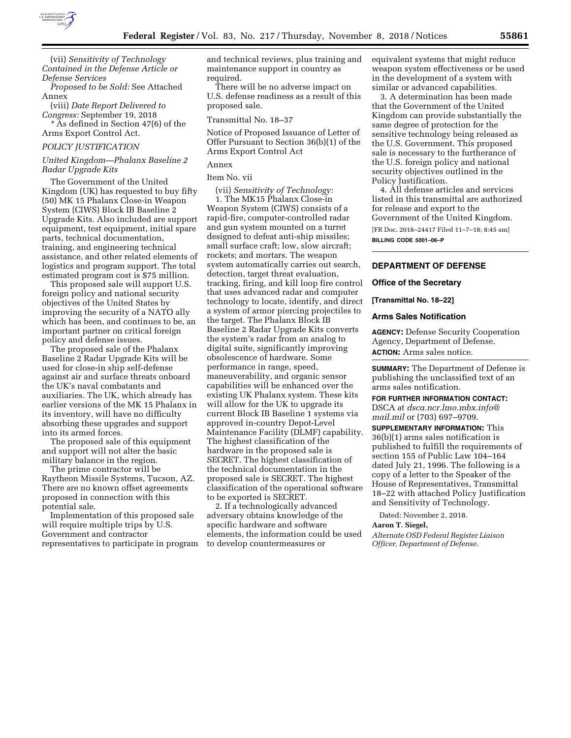(vii) *Sensitivity of Technology Contained in the Defense Article or Defense Services Proposed to be Sold:* See Attached Annex

(viii) *Date Report Delivered to Congress:* September 19, 2018

* As defined in Section 47(6) of the Arms Export Control Act.

*POLICY JUSTIFICATION*

*United Kingdom—Phalanx Baseline 2 Radar Upgrade Kits*

The Government of the United Kingdom (UK) has requested to buy fifty (50) MK 15 Phalanx Close-in Weapon System (CIWS) Block IB Baseline 2 Upgrade Kits. Also included are support equipment, test equipment, initial spare parts, technical documentation, training, and engineering technical assistance, and other related elements of logistics and program support. The total estimated program cost is $75 million.

This proposed sale will support U.S. foreign policy and national security objectives of the United States by improving the security of a NATO ally which has been, and continues to be, an important partner on critical foreign policy and defense issues.

The proposed sale of the Phalanx Baseline 2 Radar Upgrade Kits will be used for close-in ship self-defense against air and surface threats onboard the UK's naval combatants and auxiliaries. The UK, which already has earlier versions of the MK 15 Phalanx in its inventory, will have no difficulty absorbing these upgrades and support into its armed forces.

The proposed sale of this equipment and support will not alter the basic military balance in the region.

The prime contractor will be Raytheon Missile Systems, Tucson, AZ. There are no known offset agreements proposed in connection with this potential sale.

Implementation of this proposed sale will require multiple trips by U.S. Government and contractor representatives to participate in program and technical reviews, plus training and maintenance support in country as required.

There will be no adverse impact on U.S. defense readiness as a result of this proposed sale.

Transmittal No. 18–37

Notice of Proposed Issuance of Letter of Offer Pursuant to Section 36(b)(1) of the Arms Export Control Act

Annex

Item No. vii

(vii) *Sensitivity of Technology:*

1. The MK15 Phalanx Close-in Weapon System (CIWS) consists of a rapid-fire, computer-controlled radar and gun system mounted on a turret designed to defeat anti-ship missiles; small surface craft; low, slow aircraft; rockets; and mortars. The weapon system automatically carries out search, detection, target threat evaluation, tracking, firing, and kill loop fire control that uses advanced radar and computer technology to locate, identify, and direct a system of armor piercing projectiles to the target. The Phalanx Block IB Baseline 2 Radar Upgrade Kits converts the system's radar from an analog to digital suite, significantly improving obsolescence of hardware. Some performance in range, speed, maneuverability, and organic sensor capabilities will be enhanced over the existing UK Phalanx system. These kits will allow for the UK to upgrade its current Block IB Baseline 1 systems via approved in-country Depot-Level Maintenance Facility (DLMF) capability. The highest classification of the hardware in the proposed sale is SECRET. The highest classification of the technical documentation in the proposed sale is SECRET. The highest classification of the operational software to be exported is SECRET.

2. If a technologically advanced adversary obtains knowledge of the specific hardware and software elements, the information could be used to develop countermeasures or equivalent systems that might reduce weapon system effectiveness or be used in the development of a system with similar or advanced capabilities.

3. A determination has been made that the Government of the United Kingdom can provide substantially the same degree of protection for the sensitive technology being released as the U.S. Government. This proposed sale is necessary to the furtherance of the U.S. foreign policy and national security objectives outlined in the Policy Justification.

4. All defense articles and services listed in this transmittal are authorized for release and export to the Government of the United Kingdom.

[FR Doc. 2018–24417 Filed 11–7–18; 8:45 am]

**BILLING CODE 5001–06–P**

## DEPARTMENT OF DEFENSE

### Office of the Secretary

**[Transmittal No. 18–22]**

### Arms Sales Notification

**AGENCY:** Defense Security Cooperation Agency, Department of Defense.

**ACTION:** Arms sales notice.

**SUMMARY:** The Department of Defense is publishing the unclassified text of an arms sales notification.

**FOR FURTHER INFORMATION CONTACT:** DSCA at *dsca.ncr.lmo.mbx.info@mail.mil* or (703) 697–9709.

**SUPPLEMENTARY INFORMATION:** This 36(b)(1) arms sales notification is published to fulfill the requirements of section 155 of Public Law 104–164 dated July 21, 1996. The following is a copy of a letter to the Speaker of the House of Representatives, Transmittal 18–22 with attached Policy Justification and Sensitivity of Technology.

Dated: November 2, 2018.

**Aaron T. Siegel,**

*Alternate OSD Federal Register Liaison Officer, Department of Defense.*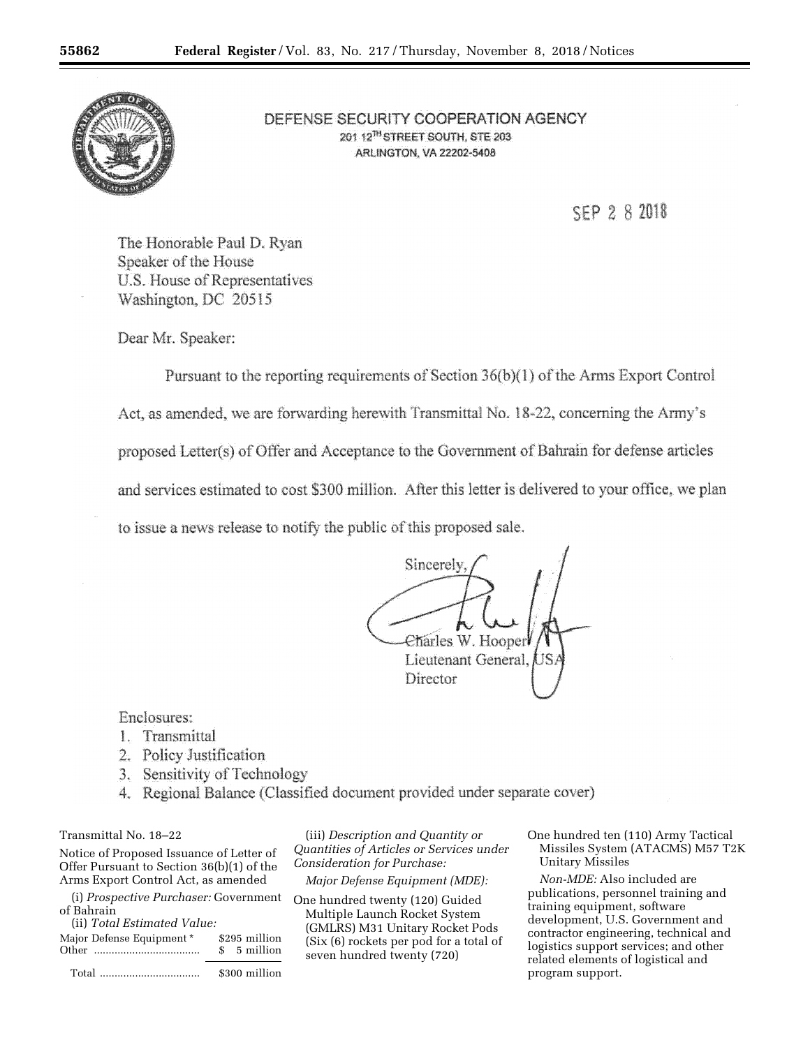DEFENSE SECURITY COOPERATION AGENCY
201 12TH STREET SOUTH, STE 203
ARLINGTON, VA 22202-5408

SEP 28 2018

The Honorable Paul D. Ryan
Speaker of the House
U.S. House of Representatives
Washington, DC 20515

Dear Mr. Speaker:

Pursuant to the reporting requirements of Section 36(b)(1) of the Arms Export Control Act, as amended, we are forwarding herewith Transmittal No. 18-22, concerning the Army's proposed Letter(s) of Offer and Acceptance to the Government of Bahrain for defense articles and services estimated to cost $300 million. After this letter is delivered to your office, we plan to issue a news release to notify the public of this proposed sale.

Sincerely,

Charles W. Hooper
Lieutenant General, USA
Director

Enclosures:
1. Transmittal
2. Policy Justification
3. Sensitivity of Technology
4. Regional Balance (Classified document provided under separate cover)

Transmittal No. 18–22

Notice of Proposed Issuance of Letter of Offer Pursuant to Section 36(b)(1) of the Arms Export Control Act, as amended

(i) *Prospective Purchaser:* Government of Bahrain

(ii) *Total Estimated Value:*

| | |
|---|---|
| Major Defense Equipment * | $295 million |
| Other | $ 5 million |
| Total | $300 million |

(iii) *Description and Quantity or Quantities of Articles or Services under Consideration for Purchase:*

*Major Defense Equipment (MDE):*

One hundred twenty (120) Guided Multiple Launch Rocket System (GMLRS) M31 Unitary Rocket Pods (Six (6) rockets per pod for a total of seven hundred twenty (720)

One hundred ten (110) Army Tactical Missiles System (ATACMS) M57 T2K Unitary Missiles

*Non-MDE:* Also included are publications, personnel training and training equipment, software development, U.S. Government and contractor engineering, technical and logistics support services; and other related elements of logistical and program support.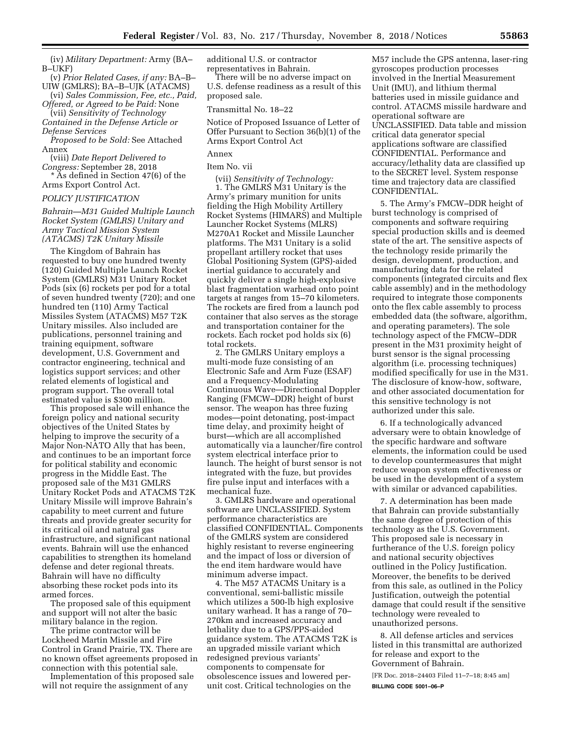(iv) *Military Department:* Army (BA–B–UKF)

(v) *Prior Related Cases, if any:* BA–B–UIW (GMLRS); BA–B–UJK (ATACMS)

(vi) *Sales Commission, Fee, etc., Paid, Offered, or Agreed to be Paid:* None

(vii) *Sensitivity of Technology Contained in the Defense Article or Defense Services Proposed to be Sold:* See Attached Annex

(viii) *Date Report Delivered to Congress:* September 28, 2018

* As defined in Section 47(6) of the Arms Export Control Act.

*POLICY JUSTIFICATION*

*Bahrain—M31 Guided Multiple Launch Rocket System (GMLRS) Unitary and Army Tactical Mission System (ATACMS) T2K Unitary Missile*

The Kingdom of Bahrain has requested to buy one hundred twenty (120) Guided Multiple Launch Rocket System (GMLRS) M31 Unitary Rocket Pods (six (6) rockets per pod for a total of seven hundred twenty (720); and one hundred ten (110) Army Tactical Missiles System (ATACMS) M57 T2K Unitary missiles. Also included are publications, personnel training and training equipment, software development, U.S. Government and contractor engineering, technical and logistics support services; and other related elements of logistical and program support. The overall total estimated value is $300 million.

This proposed sale will enhance the foreign policy and national security objectives of the United States by helping to improve the security of a Major Non-NATO Ally that has been, and continues to be an important force for political stability and economic progress in the Middle East. The proposed sale of the M31 GMLRS Unitary Rocket Pods and ATACMS T2K Unitary Missile will improve Bahrain's capability to meet current and future threats and provide greater security for its critical oil and natural gas infrastructure, and significant national events. Bahrain will use the enhanced capabilities to strengthen its homeland defense and deter regional threats. Bahrain will have no difficulty absorbing these rocket pods into its armed forces.

The proposed sale of this equipment and support will not alter the basic military balance in the region.

The prime contractor will be Lockheed Martin Missile and Fire Control in Grand Prairie, TX. There are no known offset agreements proposed in connection with this potential sale.

Implementation of this proposed sale will not require the assignment of any additional U.S. or contractor representatives in Bahrain.

There will be no adverse impact on U.S. defense readiness as a result of this proposed sale.

Transmittal No. 18–22

Notice of Proposed Issuance of Letter of Offer Pursuant to Section 36(b)(1) of the Arms Export Control Act

Annex

Item No. vii

(vii) *Sensitivity of Technology:*

1. The GMLRS M31 Unitary is the Army's primary munition for units fielding the High Mobility Artillery Rocket Systems (HIMARS) and Multiple Launcher Rocket Systems (MLRS) M270A1 Rocket and Missile Launcher platforms. The M31 Unitary is a solid propellant artillery rocket that uses Global Positioning System (GPS)-aided inertial guidance to accurately and quickly deliver a single high-explosive blast fragmentation warhead onto point targets at ranges from 15–70 kilometers. The rockets are fired from a launch pod container that also serves as the storage and transportation container for the rockets. Each rocket pod holds six (6) total rockets.

2. The GMLRS Unitary employs a multi-mode fuze consisting of an Electronic Safe and Arm Fuze (ESAF) and a Frequency-Modulating Continuous Wave—Directional Doppler Ranging (FMCW–DDR) height of burst sensor. The weapon has three fuzing modes—point detonating, post-impact time delay, and proximity height of burst—which are all accomplished automatically via a launcher/fire control system electrical interface prior to launch. The height of burst sensor is not integrated with the fuze, but provides fire pulse input and interfaces with a mechanical fuze.

3. GMLRS hardware and operational software are UNCLASSIFIED. System performance characteristics are classified CONFIDENTIAL. Components of the GMLRS system are considered highly resistant to reverse engineering and the impact of loss or diversion of the end item hardware would have minimum adverse impact.

4. The M57 ATACMS Unitary is a conventional, semi-ballistic missile which utilizes a 500-lb high explosive unitary warhead. It has a range of 70–270km and increased accuracy and lethality due to a GPS/PPS-aided guidance system. The ATACMS T2K is an upgraded missile variant which redesigned previous variants' components to compensate for obsolescence issues and lowered per-unit cost. Critical technologies on the M57 include the GPS antenna, laser-ring gyroscopes production processes involved in the Inertial Measurement Unit (IMU), and lithium thermal batteries used in missile guidance and control. ATACMS missile hardware and operational software are UNCLASSIFIED. Data table and mission critical data generator special applications software are classified CONFIDENTIAL. Performance and accuracy/lethality data are classified up to the SECRET level. System response time and trajectory data are classified CONFIDENTIAL.

5. The Army's FMCW–DDR height of burst technology is comprised of components and software requiring special production skills and is deemed state of the art. The sensitive aspects of the technology reside primarily the design, development, production, and manufacturing data for the related components (integrated circuits and flex cable assembly) and in the methodology required to integrate those components onto the flex cable assembly to process embedded data (the software, algorithm, and operating parameters). The sole technology aspect of the FMCW–DDR present in the M31 proximity height of burst sensor is the signal processing algorithm (i.e. processing techniques) modified specifically for use in the M31. The disclosure of know-how, software, and other associated documentation for this sensitive technology is not authorized under this sale.

6. If a technologically advanced adversary were to obtain knowledge of the specific hardware and software elements, the information could be used to develop countermeasures that might reduce weapon system effectiveness or be used in the development of a system with similar or advanced capabilities.

7. A determination has been made that Bahrain can provide substantially the same degree of protection of this technology as the U.S. Government. This proposed sale is necessary in furtherance of the U.S. foreign policy and national security objectives outlined in the Policy Justification. Moreover, the benefits to be derived from this sale, as outlined in the Policy Justification, outweigh the potential damage that could result if the sensitive technology were revealed to unauthorized persons.

8. All defense articles and services listed in this transmittal are authorized for release and export to the Government of Bahrain.

[FR Doc. 2018–24403 Filed 11–7–18; 8:45 am]

**BILLING CODE 5001–06–P**